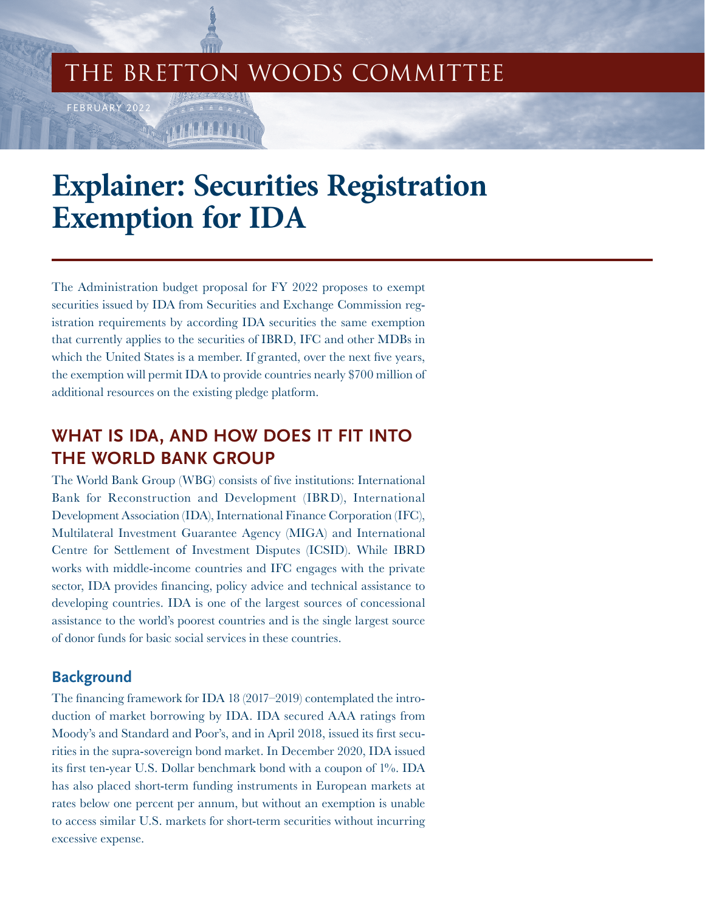THE BRETTON WOODS COMMITTEE

FEBRUARY 2022

# Explainer: Securities Registration Exemption for IDA

The Administration budget proposal for FY 2022 proposes to exempt securities issued by IDA from Securities and Exchange Commission registration requirements by according IDA securities the same exemption that currently applies to the securities of IBRD, IFC and other MDBs in which the United States is a member. If granted, over the next five years, the exemption will permit IDA to provide countries nearly $700 million of additional resources on the existing pledge platform.

## WHAT IS IDA, AND HOW DOES IT FIT INTO THE WORLD BANK GROUP

The World Bank Group (WBG) consists of five institutions: International Bank for Reconstruction and Development (IBRD), International Development Association (IDA), International Finance Corporation (IFC), Multilateral Investment Guarantee Agency (MIGA) and International Centre for Settlement of Investment Disputes (ICSID). While IBRD works with middle-income countries and IFC engages with the private sector, IDA provides financing, policy advice and technical assistance to developing countries. IDA is one of the largest sources of concessional assistance to the world's poorest countries and is the single largest source of donor funds for basic social services in these countries.

### Background

The financing framework for IDA 18 (2017–2019) contemplated the introduction of market borrowing by IDA. IDA secured AAA ratings from Moody's and Standard and Poor's, and in April 2018, issued its first securities in the supra-sovereign bond market. In December 2020, IDA issued its first ten-year U.S. Dollar benchmark bond with a coupon of 1%. IDA has also placed short-term funding instruments in European markets at rates below one percent per annum, but without an exemption is unable to access similar U.S. markets for short-term securities without incurring excessive expense.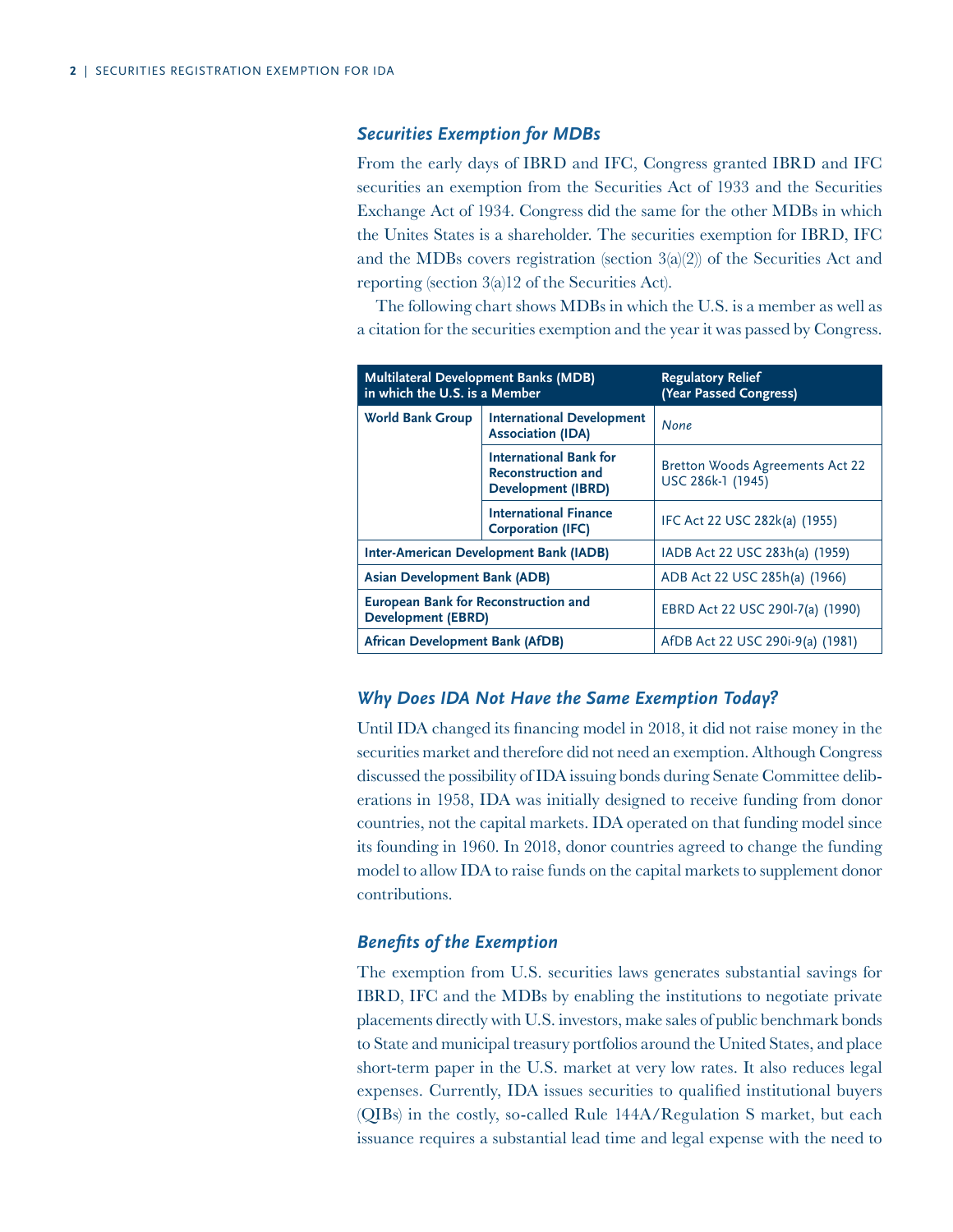### *Securities Exemption for MDBs*

From the early days of IBRD and IFC, Congress granted IBRD and IFC securities an exemption from the Securities Act of 1933 and the Securities Exchange Act of 1934. Congress did the same for the other MDBs in which the Unites States is a shareholder. The securities exemption for IBRD, IFC and the MDBs covers registration (section 3(a)(2)) of the Securities Act and reporting (section 3(a)12 of the Securities Act).

The following chart shows MDBs in which the U.S. is a member as well as a citation for the securities exemption and the year it was passed by Congress.

| Multilateral Development Banks (MDB) in which the U.S. is a Member | | Regulatory Relief (Year Passed Congress) |
|---|---|---|
| **World Bank Group** | **International Development Association (IDA)** | *None* |
| | **International Bank for Reconstruction and Development (IBRD)** | Bretton Woods Agreements Act 22 USC 286k-1 (1945) |
| | **International Finance Corporation (IFC)** | IFC Act 22 USC 282k(a) (1955) |
| **Inter-American Development Bank (IADB)** | | IADB Act 22 USC 283h(a) (1959) |
| **Asian Development Bank (ADB)** | | ADB Act 22 USC 285h(a) (1966) |
| **European Bank for Reconstruction and Development (EBRD)** | | EBRD Act 22 USC 290l-7(a) (1990) |
| **African Development Bank (AfDB)** | | AfDB Act 22 USC 290i-9(a) (1981) |

### *Why Does IDA Not Have the Same Exemption Today?*

Until IDA changed its financing model in 2018, it did not raise money in the securities market and therefore did not need an exemption. Although Congress discussed the possibility of IDA issuing bonds during Senate Committee deliberations in 1958, IDA was initially designed to receive funding from donor countries, not the capital markets. IDA operated on that funding model since its founding in 1960. In 2018, donor countries agreed to change the funding model to allow IDA to raise funds on the capital markets to supplement donor contributions.

### *Benefits of the Exemption*

The exemption from U.S. securities laws generates substantial savings for IBRD, IFC and the MDBs by enabling the institutions to negotiate private placements directly with U.S. investors, make sales of public benchmark bonds to State and municipal treasury portfolios around the United States, and place short-term paper in the U.S. market at very low rates. It also reduces legal expenses. Currently, IDA issues securities to qualified institutional buyers (QIBs) in the costly, so-called Rule 144A/Regulation S market, but each issuance requires a substantial lead time and legal expense with the need to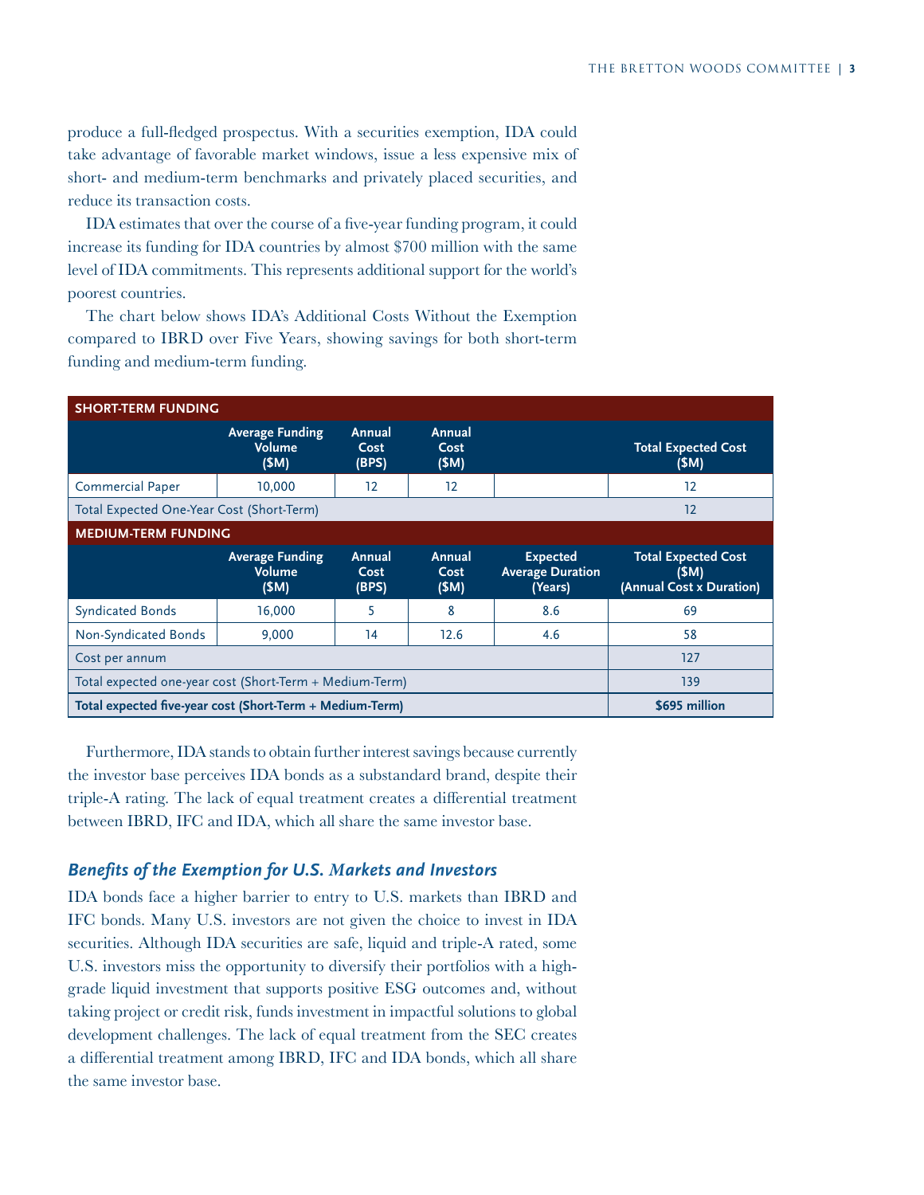produce a full-fledged prospectus. With a securities exemption, IDA could take advantage of favorable market windows, issue a less expensive mix of short- and medium-term benchmarks and privately placed securities, and reduce its transaction costs.

IDA estimates that over the course of a five-year funding program, it could increase its funding for IDA countries by almost $700 million with the same level of IDA commitments. This represents additional support for the world's poorest countries.

The chart below shows IDA's Additional Costs Without the Exemption compared to IBRD over Five Years, showing savings for both short-term funding and medium-term funding.

| **SHORT-TERM FUNDING** | | | | | |
|---|---|---|---|---|---|
| | **Average Funding Volume ($M)** | **Annual Cost (BPS)** | **Annual Cost ($M)** | | **Total Expected Cost ($M)** |
| Commercial Paper | 10,000 | 12 | 12 | | 12 |
| Total Expected One-Year Cost (Short-Term) | | | | | 12 |
| **MEDIUM-TERM FUNDING** | | | | | |
| | **Average Funding Volume ($M)** | **Annual Cost (BPS)** | **Annual Cost ($M)** | **Expected Average Duration (Years)** | **Total Expected Cost ($M) (Annual Cost x Duration)** |
| Syndicated Bonds | 16,000 | 5 | 8 | 8.6 | 69 |
| Non-Syndicated Bonds | 9,000 | 14 | 12.6 | 4.6 | 58 |
| Cost per annum | | | | | 127 |
| Total expected one-year cost (Short-Term + Medium-Term) | | | | | 139 |
| **Total expected five-year cost (Short-Term + Medium-Term)** | | | | | **$695 million** |

Furthermore, IDA stands to obtain further interest savings because currently the investor base perceives IDA bonds as a substandard brand, despite their triple-A rating. The lack of equal treatment creates a differential treatment between IBRD, IFC and IDA, which all share the same investor base.

### *Benefits of the Exemption for U.S. Markets and Investors*

IDA bonds face a higher barrier to entry to U.S. markets than IBRD and IFC bonds. Many U.S. investors are not given the choice to invest in IDA securities. Although IDA securities are safe, liquid and triple-A rated, some U.S. investors miss the opportunity to diversify their portfolios with a high-grade liquid investment that supports positive ESG outcomes and, without taking project or credit risk, funds investment in impactful solutions to global development challenges. The lack of equal treatment from the SEC creates a differential treatment among IBRD, IFC and IDA bonds, which all share the same investor base.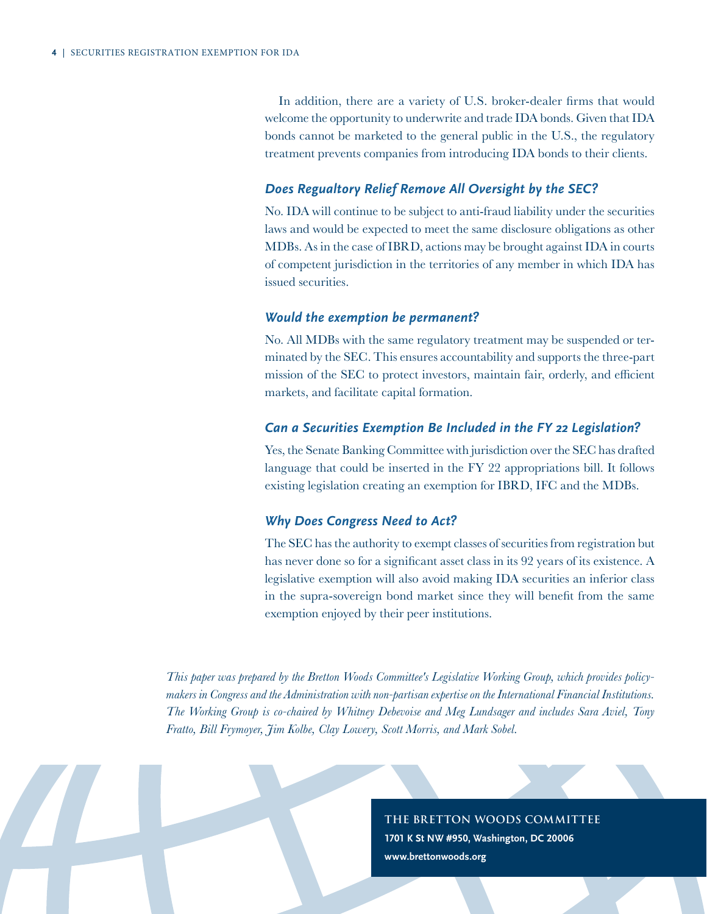In addition, there are a variety of U.S. broker-dealer firms that would welcome the opportunity to underwrite and trade IDA bonds. Given that IDA bonds cannot be marketed to the general public in the U.S., the regulatory treatment prevents companies from introducing IDA bonds to their clients.

### *Does Regualtory Relief Remove All Oversight by the SEC?*

No. IDA will continue to be subject to anti-fraud liability under the securities laws and would be expected to meet the same disclosure obligations as other MDBs. As in the case of IBRD, actions may be brought against IDA in courts of competent jurisdiction in the territories of any member in which IDA has issued securities.

### *Would the exemption be permanent?*

No. All MDBs with the same regulatory treatment may be suspended or terminated by the SEC. This ensures accountability and supports the three-part mission of the SEC to protect investors, maintain fair, orderly, and efficient markets, and facilitate capital formation.

### *Can a Securities Exemption Be Included in the FY 22 Legislation?*

Yes, the Senate Banking Committee with jurisdiction over the SEC has drafted language that could be inserted in the FY 22 appropriations bill. It follows existing legislation creating an exemption for IBRD, IFC and the MDBs.

### *Why Does Congress Need to Act?*

The SEC has the authority to exempt classes of securities from registration but has never done so for a significant asset class in its 92 years of its existence. A legislative exemption will also avoid making IDA securities an inferior class in the supra-sovereign bond market since they will benefit from the same exemption enjoyed by their peer institutions.

*This paper was prepared by the Bretton Woods Committee's Legislative Working Group, which provides policymakers in Congress and the Administration with non-partisan expertise on the International Financial Institutions. The Working Group is co-chaired by Whitney Debevoise and Meg Lundsager and includes Sara Aviel, Tony Fratto, Bill Frymoyer, Jim Kolbe, Clay Lowery, Scott Morris, and Mark Sobel.*

**THE BRETTON WOODS COMMITTEE**
**1701 K St NW #950, Washington, DC 20006**
**www.brettonwoods.org**